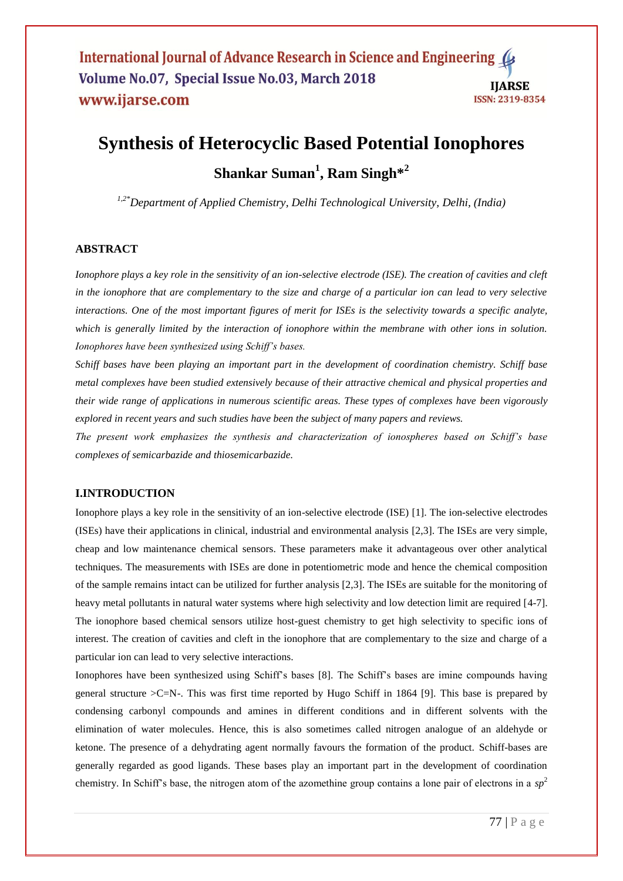# Synthesis of Heterocyclic Based Potential Ionophores

**Shankar Suman[1], Ram Singh*[2]**

*[1,2*]Department of Applied Chemistry, Delhi Technological University, Delhi, (India)*

## ABSTRACT

*Ionophore plays a key role in the sensitivity of an ion-selective electrode (ISE). The creation of cavities and cleft in the ionophore that are complementary to the size and charge of a particular ion can lead to very selective interactions. One of the most important figures of merit for ISEs is the selectivity towards a specific analyte, which is generally limited by the interaction of ionophore within the membrane with other ions in solution. Ionophores have been synthesized using Schiff's bases.*

*Schiff bases have been playing an important part in the development of coordination chemistry. Schiff base metal complexes have been studied extensively because of their attractive chemical and physical properties and their wide range of applications in numerous scientific areas. These types of complexes have been vigorously explored in recent years and such studies have been the subject of many papers and reviews.*

*The present work emphasizes the synthesis and characterization of ionospheres based on Schiff's base complexes of semicarbazide and thiosemicarbazide.*

## I.INTRODUCTION

Ionophore plays a key role in the sensitivity of an ion-selective electrode (ISE) [1]. The ion-selective electrodes (ISEs) have their applications in clinical, industrial and environmental analysis [2,3]. The ISEs are very simple, cheap and low maintenance chemical sensors. These parameters make it advantageous over other analytical techniques. The measurements with ISEs are done in potentiometric mode and hence the chemical composition of the sample remains intact can be utilized for further analysis [2,3]. The ISEs are suitable for the monitoring of heavy metal pollutants in natural water systems where high selectivity and low detection limit are required [4-7]. The ionophore based chemical sensors utilize host-guest chemistry to get high selectivity to specific ions of interest. The creation of cavities and cleft in the ionophore that are complementary to the size and charge of a particular ion can lead to very selective interactions.

Ionophores have been synthesized using Schiff's bases [8]. The Schiff's bases are imine compounds having general structure >C=N-. This was first time reported by Hugo Schiff in 1864 [9]. This base is prepared by condensing carbonyl compounds and amines in different conditions and in different solvents with the elimination of water molecules. Hence, this is also sometimes called nitrogen analogue of an aldehyde or ketone. The presence of a dehydrating agent normally favours the formation of the product. Schiff-bases are generally regarded as good ligands. These bases play an important part in the development of coordination chemistry. In Schiff's base, the nitrogen atom of the azomethine group contains a lone pair of electrons in a $sp^2$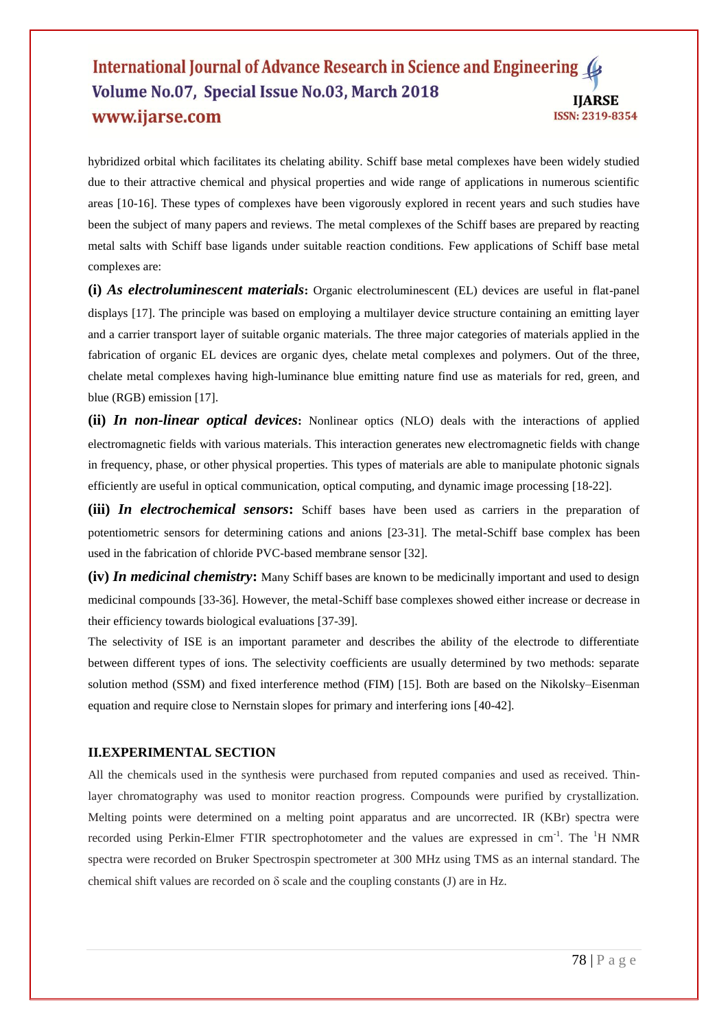hybridized orbital which facilitates its chelating ability. Schiff base metal complexes have been widely studied due to their attractive chemical and physical properties and wide range of applications in numerous scientific areas [10-16]. These types of complexes have been vigorously explored in recent years and such studies have been the subject of many papers and reviews. The metal complexes of the Schiff bases are prepared by reacting metal salts with Schiff base ligands under suitable reaction conditions. Few applications of Schiff base metal complexes are:

**(i)** ***As electroluminescent materials*****:** Organic electroluminescent (EL) devices are useful in flat-panel displays [17]. The principle was based on employing a multilayer device structure containing an emitting layer and a carrier transport layer of suitable organic materials. The three major categories of materials applied in the fabrication of organic EL devices are organic dyes, chelate metal complexes and polymers. Out of the three, chelate metal complexes having high-luminance blue emitting nature find use as materials for red, green, and blue (RGB) emission [17].

**(ii)** ***In non-linear optical devices*****:** Nonlinear optics (NLO) deals with the interactions of applied electromagnetic fields with various materials. This interaction generates new electromagnetic fields with change in frequency, phase, or other physical properties. This types of materials are able to manipulate photonic signals efficiently are useful in optical communication, optical computing, and dynamic image processing [18-22].

**(iii)** ***In electrochemical sensors*****:** Schiff bases have been used as carriers in the preparation of potentiometric sensors for determining cations and anions [23-31]. The metal-Schiff base complex has been used in the fabrication of chloride PVC-based membrane sensor [32].

**(iv)** ***In medicinal chemistry*****:** Many Schiff bases are known to be medicinally important and used to design medicinal compounds [33-36]. However, the metal-Schiff base complexes showed either increase or decrease in their efficiency towards biological evaluations [37-39].

The selectivity of ISE is an important parameter and describes the ability of the electrode to differentiate between different types of ions. The selectivity coefficients are usually determined by two methods: separate solution method (SSM) and fixed interference method (FIM) [15]. Both are based on the Nikolsky–Eisenman equation and require close to Nernstain slopes for primary and interfering ions [40-42].

## II.EXPERIMENTAL SECTION

All the chemicals used in the synthesis were purchased from reputed companies and used as received. Thin-layer chromatography was used to monitor reaction progress. Compounds were purified by crystallization. Melting points were determined on a melting point apparatus and are uncorrected. IR (KBr) spectra were recorded using Perkin-Elmer FTIR spectrophotometer and the values are expressed in $cm^{-1}$. The $^{1}H$ NMR spectra were recorded on Bruker Spectrospin spectrometer at 300 MHz using TMS as an internal standard. The chemical shift values are recorded on δ scale and the coupling constants (J) are in Hz.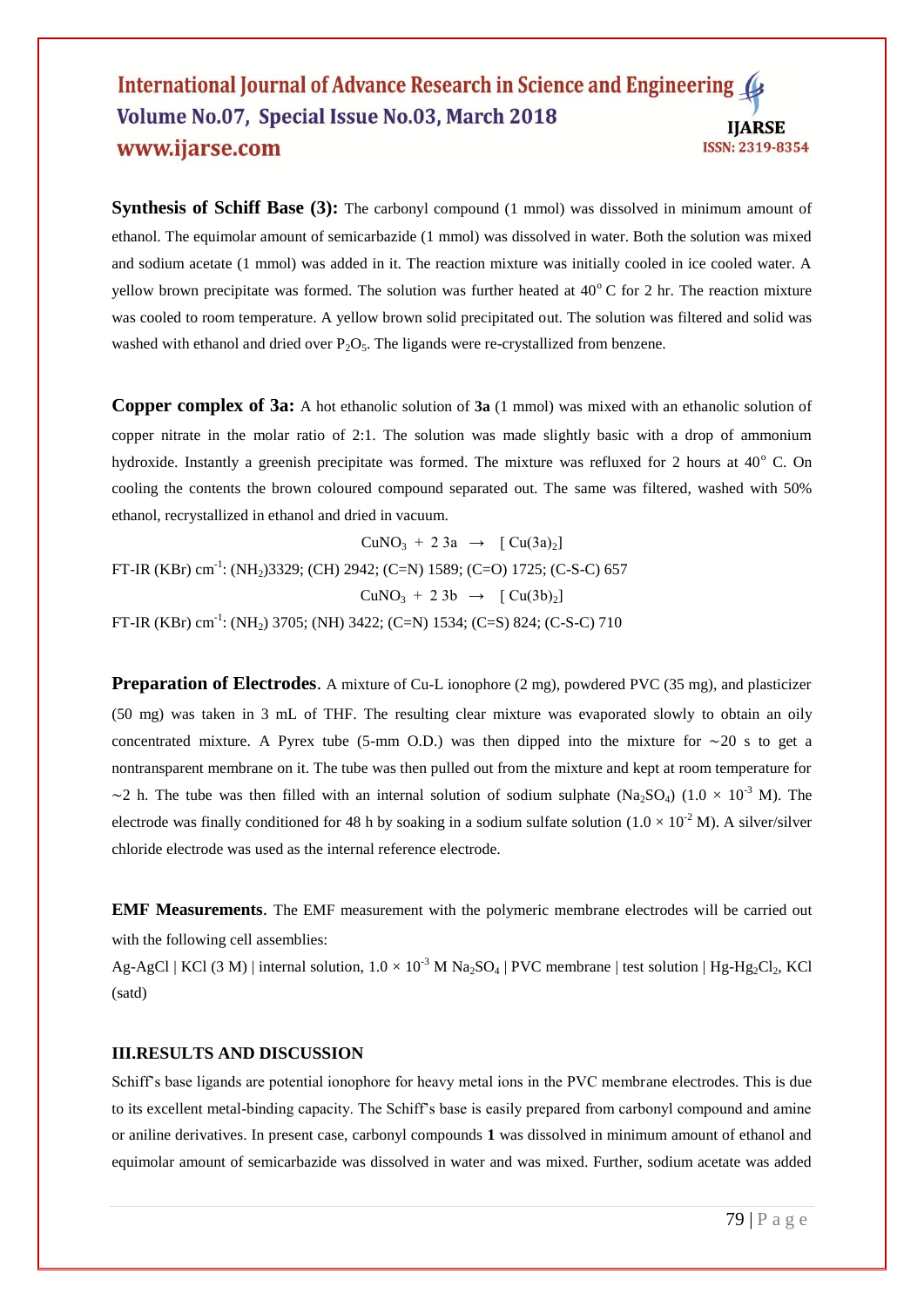**Synthesis of Schiff Base (3):** The carbonyl compound (1 mmol) was dissolved in minimum amount of ethanol. The equimolar amount of semicarbazide (1 mmol) was dissolved in water. Both the solution was mixed and sodium acetate (1 mmol) was added in it. The reaction mixture was initially cooled in ice cooled water. A yellow brown precipitate was formed. The solution was further heated at $40^{o}$ C for 2 hr. The reaction mixture was cooled to room temperature. A yellow brown solid precipitated out. The solution was filtered and solid was washed with ethanol and dried over $P_2O_5$. The ligands were re-crystallized from benzene.

**Copper complex of 3a:** A hot ethanolic solution of **3a** (1 mmol) was mixed with an ethanolic solution of copper nitrate in the molar ratio of 2:1. The solution was made slightly basic with a drop of ammonium hydroxide. Instantly a greenish precipitate was formed. The mixture was refluxed for 2 hours at $40^{o}$ C. On cooling the contents the brown coloured compound separated out. The same was filtered, washed with 50% ethanol, recrystallized in ethanol and dried in vacuum.

$$CuNO_3 + 2\ 3a \rightarrow [\ Cu(3a)_2]$$

FT-IR (KBr) $cm^{-1}$: ($NH_2$)3329; (CH) 2942; (C=N) 1589; (C=O) 1725; (C-S-C) 657

$$CuNO_3 + 2\ 3b \rightarrow [\ Cu(3b)_2]$$

FT-IR (KBr) $cm^{-1}$: ($NH_2$) 3705; (NH) 3422; (C=N) 1534; (C=S) 824; (C-S-C) 710

**Preparation of Electrodes**. A mixture of Cu-L ionophore (2 mg), powdered PVC (35 mg), and plasticizer (50 mg) was taken in 3 mL of THF. The resulting clear mixture was evaporated slowly to obtain an oily concentrated mixture. A Pyrex tube (5-mm O.D.) was then dipped into the mixture for ∼20 s to get a nontransparent membrane on it. The tube was then pulled out from the mixture and kept at room temperature for ∼2 h. The tube was then filled with an internal solution of sodium sulphate ($Na_2SO_4$) ($1.0 \times 10^{-3}$ M). The electrode was finally conditioned for 48 h by soaking in a sodium sulfate solution ($1.0 \times 10^{-2}$ M). A silver/silver chloride electrode was used as the internal reference electrode.

**EMF Measurements**. The EMF measurement with the polymeric membrane electrodes will be carried out with the following cell assemblies:

Ag-AgCl | KCl (3 M) | internal solution, $1.0 \times 10^{-3}$ M $Na_2SO_4$ | PVC membrane | test solution | $Hg$-$Hg_2Cl_2$, KCl (satd)

## III.RESULTS AND DISCUSSION

Schiff's base ligands are potential ionophore for heavy metal ions in the PVC membrane electrodes. This is due to its excellent metal-binding capacity. The Schiff's base is easily prepared from carbonyl compound and amine or aniline derivatives. In present case, carbonyl compounds **1** was dissolved in minimum amount of ethanol and equimolar amount of semicarbazide was dissolved in water and was mixed. Further, sodium acetate was added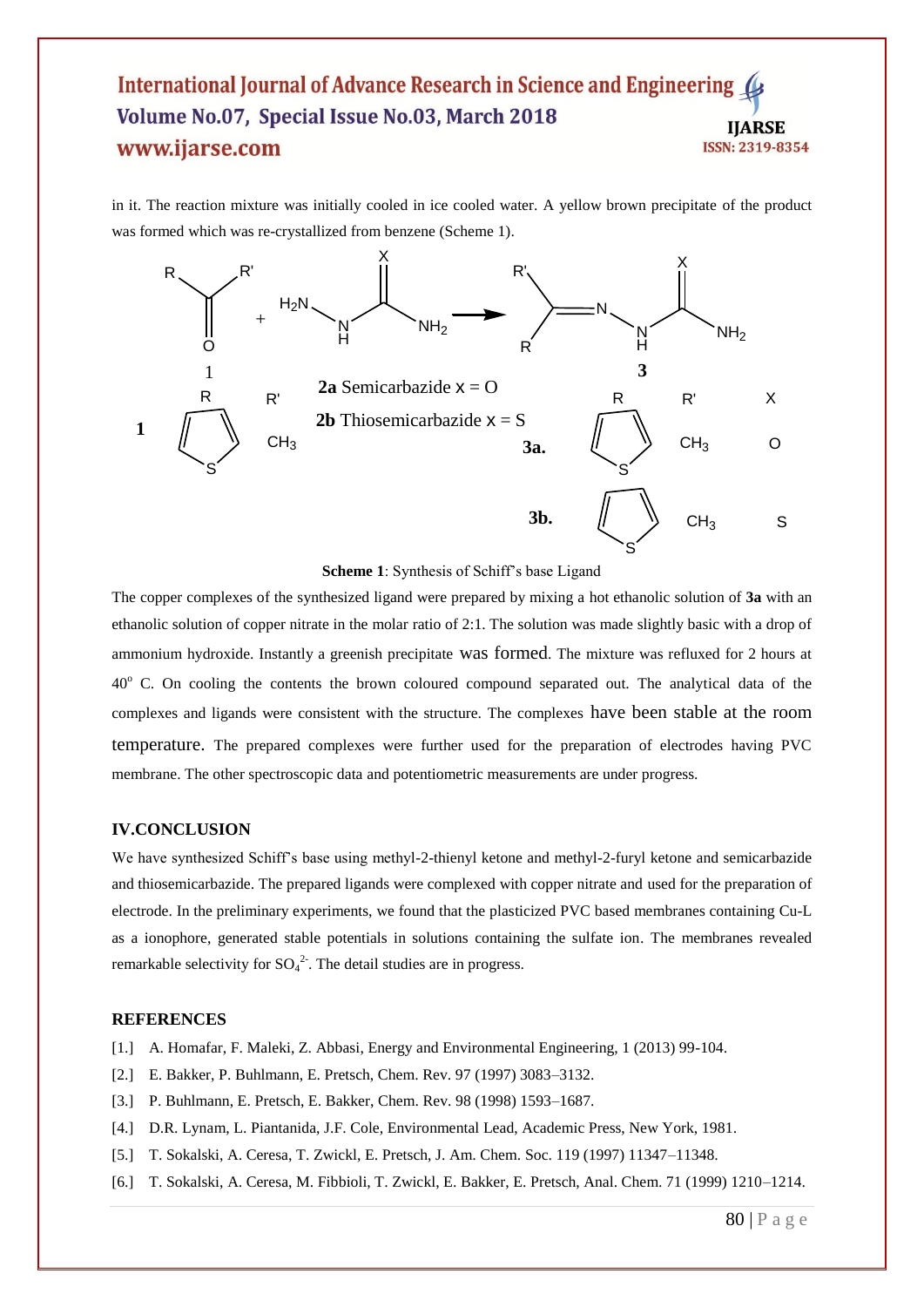in it. The reaction mixture was initially cooled in ice cooled water. A yellow brown precipitate of the product was formed which was re-crystallized from benzene (Scheme 1).

**Scheme 1**: Synthesis of Schiff's base Ligand

The copper complexes of the synthesized ligand were prepared by mixing a hot ethanolic solution of **3a** with an ethanolic solution of copper nitrate in the molar ratio of 2:1. The solution was made slightly basic with a drop of ammonium hydroxide. Instantly a greenish precipitate was formed. The mixture was refluxed for 2 hours at 40$^{o}$ C. On cooling the contents the brown coloured compound separated out. The analytical data of the complexes and ligands were consistent with the structure. The complexes have been stable at the room temperature. The prepared complexes were further used for the preparation of electrodes having PVC membrane. The other spectroscopic data and potentiometric measurements are under progress.

## IV.CONCLUSION

We have synthesized Schiff's base using methyl-2-thienyl ketone and methyl-2-furyl ketone and semicarbazide and thiosemicarbazide. The prepared ligands were complexed with copper nitrate and used for the preparation of electrode. In the preliminary experiments, we found that the plasticized PVC based membranes containing Cu-L as a ionophore, generated stable potentials in solutions containing the sulfate ion. The membranes revealed remarkable selectivity for $SO_4^{2-}$. The detail studies are in progress.

## REFERENCES

[1.] A. Homafar, F. Maleki, Z. Abbasi, Energy and Environmental Engineering, 1 (2013) 99-104.

[2.] E. Bakker, P. Buhlmann, E. Pretsch, Chem. Rev. 97 (1997) 3083–3132.

[3.] P. Buhlmann, E. Pretsch, E. Bakker, Chem. Rev. 98 (1998) 1593–1687.

[4.] D.R. Lynam, L. Piantanida, J.F. Cole, Environmental Lead, Academic Press, New York, 1981.

[5.] T. Sokalski, A. Ceresa, T. Zwickl, E. Pretsch, J. Am. Chem. Soc. 119 (1997) 11347–11348.

[6.] T. Sokalski, A. Ceresa, M. Fibbioli, T. Zwickl, E. Bakker, E. Pretsch, Anal. Chem. 71 (1999) 1210–1214.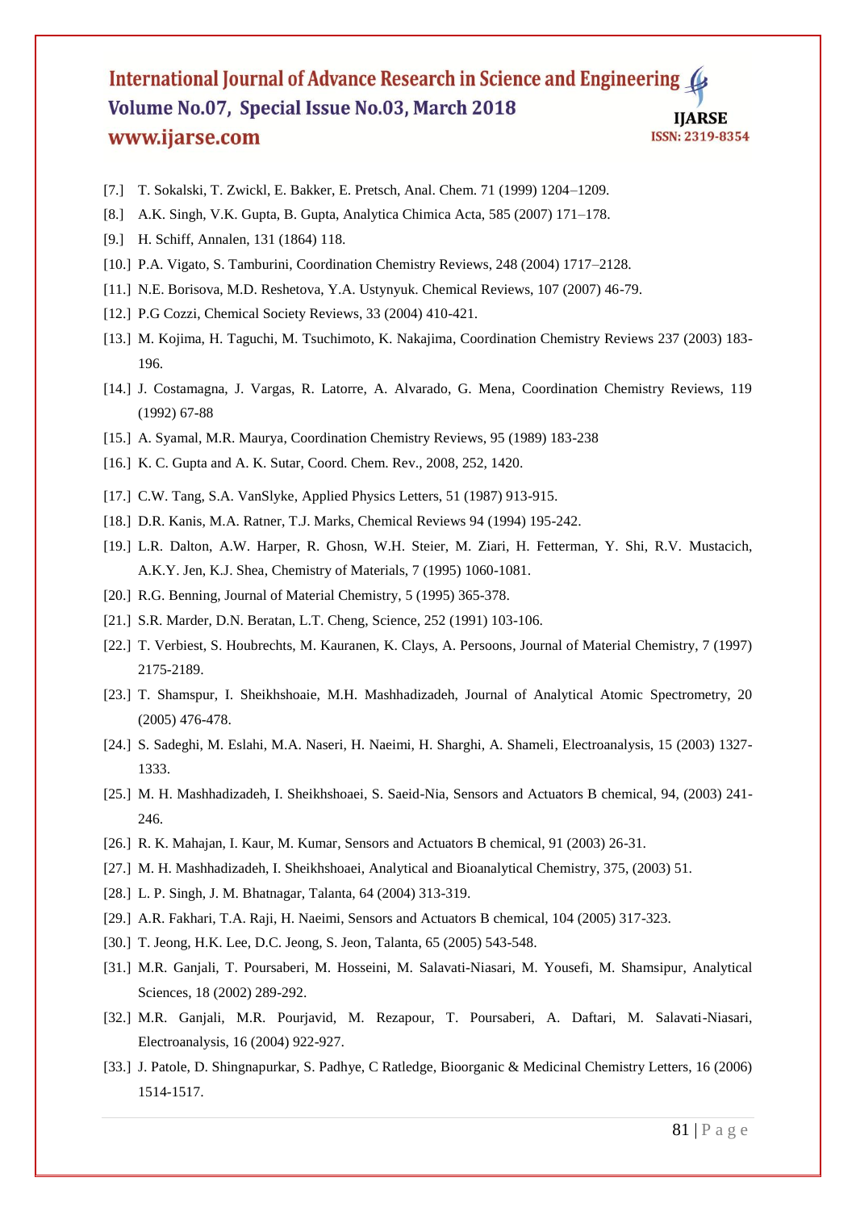[7.] T. Sokalski, T. Zwickl, E. Bakker, E. Pretsch, Anal. Chem. 71 (1999) 1204–1209.

[8.] A.K. Singh, V.K. Gupta, B. Gupta, Analytica Chimica Acta, 585 (2007) 171–178.

[9.] H. Schiff, Annalen, 131 (1864) 118.

[10.] P.A. Vigato, S. Tamburini, Coordination Chemistry Reviews, 248 (2004) 1717–2128.

[11.] N.E. Borisova, M.D. Reshetova, Y.A. Ustynyuk. Chemical Reviews, 107 (2007) 46-79.

[12.] P.G Cozzi, Chemical Society Reviews, 33 (2004) 410-421.

[13.] M. Kojima, H. Taguchi, M. Tsuchimoto, K. Nakajima, Coordination Chemistry Reviews 237 (2003) 183-196.

[14.] J. Costamagna, J. Vargas, R. Latorre, A. Alvarado, G. Mena, Coordination Chemistry Reviews, 119 (1992) 67-88

[15.] A. Syamal, M.R. Maurya, Coordination Chemistry Reviews, 95 (1989) 183-238

[16.] K. C. Gupta and A. K. Sutar, Coord. Chem. Rev., 2008, 252, 1420.

[17.] C.W. Tang, S.A. VanSlyke, Applied Physics Letters, 51 (1987) 913-915.

[18.] D.R. Kanis, M.A. Ratner, T.J. Marks, Chemical Reviews 94 (1994) 195-242.

[19.] L.R. Dalton, A.W. Harper, R. Ghosn, W.H. Steier, M. Ziari, H. Fetterman, Y. Shi, R.V. Mustacich, A.K.Y. Jen, K.J. Shea, Chemistry of Materials, 7 (1995) 1060-1081.

[20.] R.G. Benning, Journal of Material Chemistry, 5 (1995) 365-378.

[21.] S.R. Marder, D.N. Beratan, L.T. Cheng, Science, 252 (1991) 103-106.

[22.] T. Verbiest, S. Houbrechts, M. Kauranen, K. Clays, A. Persoons, Journal of Material Chemistry, 7 (1997) 2175-2189.

[23.] T. Shamspur, I. Sheikhshoaie, M.H. Mashhadizadeh, Journal of Analytical Atomic Spectrometry, 20 (2005) 476-478.

[24.] S. Sadeghi, M. Eslahi, M.A. Naseri, H. Naeimi, H. Sharghi, A. Shameli, Electroanalysis, 15 (2003) 1327-1333.

[25.] M. H. Mashhadizadeh, I. Sheikhshoaei, S. Saeid-Nia, Sensors and Actuators B chemical, 94, (2003) 241-246.

[26.] R. K. Mahajan, I. Kaur, M. Kumar, Sensors and Actuators B chemical, 91 (2003) 26-31.

[27.] M. H. Mashhadizadeh, I. Sheikhshoaei, Analytical and Bioanalytical Chemistry, 375, (2003) 51.

[28.] L. P. Singh, J. M. Bhatnagar, Talanta, 64 (2004) 313-319.

[29.] A.R. Fakhari, T.A. Raji, H. Naeimi, Sensors and Actuators B chemical, 104 (2005) 317-323.

[30.] T. Jeong, H.K. Lee, D.C. Jeong, S. Jeon, Talanta, 65 (2005) 543-548.

[31.] M.R. Ganjali, T. Poursaberi, M. Hosseini, M. Salavati-Niasari, M. Yousefi, M. Shamsipur, Analytical Sciences, 18 (2002) 289-292.

[32.] M.R. Ganjali, M.R. Pourjavid, M. Rezapour, T. Poursaberi, A. Daftari, M. Salavati-Niasari, Electroanalysis, 16 (2004) 922-927.

[33.] J. Patole, D. Shingnapurkar, S. Padhye, C Ratledge, Bioorganic & Medicinal Chemistry Letters, 16 (2006) 1514-1517.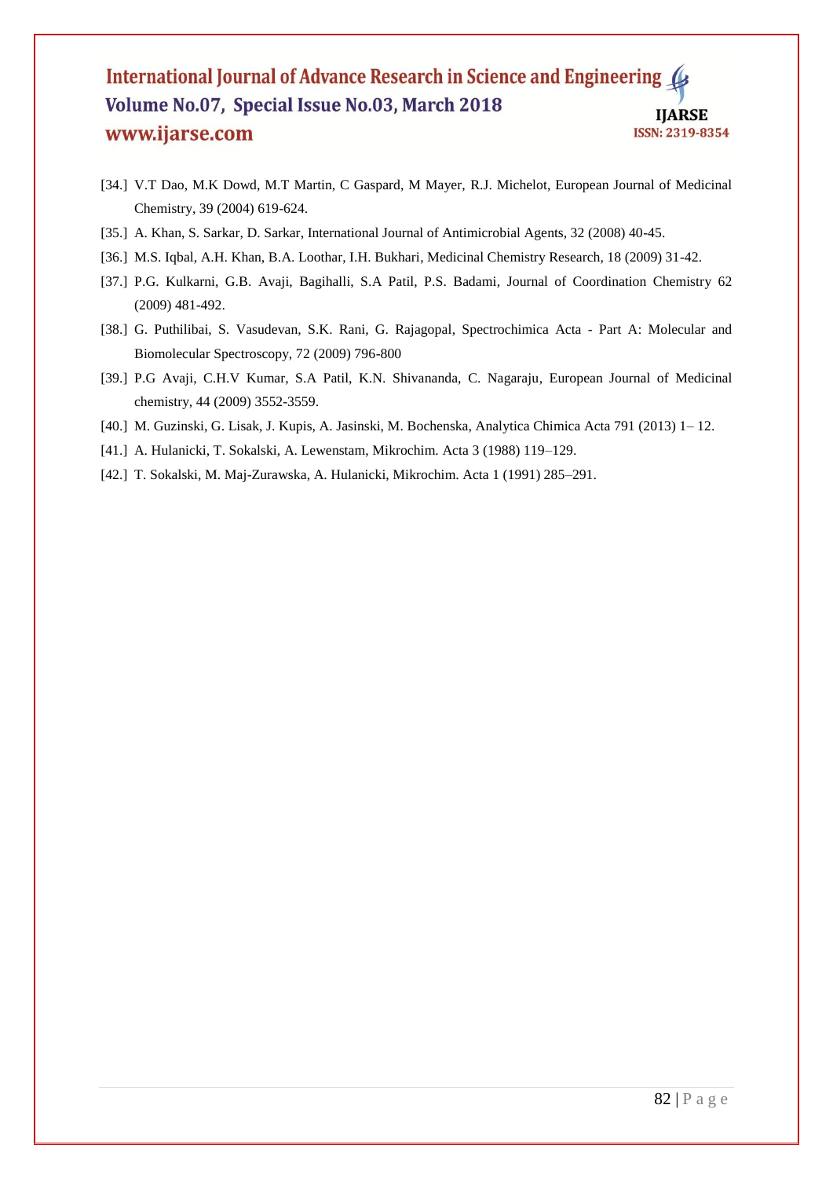[34.] V.T Dao, M.K Dowd, M.T Martin, C Gaspard, M Mayer, R.J. Michelot, European Journal of Medicinal Chemistry, 39 (2004) 619-624.

[35.] A. Khan, S. Sarkar, D. Sarkar, International Journal of Antimicrobial Agents, 32 (2008) 40-45.

[36.] M.S. Iqbal, A.H. Khan, B.A. Loothar, I.H. Bukhari, Medicinal Chemistry Research, 18 (2009) 31-42.

[37.] P.G. Kulkarni, G.B. Avaji, Bagihalli, S.A Patil, P.S. Badami, Journal of Coordination Chemistry 62 (2009) 481-492.

[38.] G. Puthilibai, S. Vasudevan, S.K. Rani, G. Rajagopal, Spectrochimica Acta - Part A: Molecular and Biomolecular Spectroscopy, 72 (2009) 796-800

[39.] P.G Avaji, C.H.V Kumar, S.A Patil, K.N. Shivananda, C. Nagaraju, European Journal of Medicinal chemistry, 44 (2009) 3552-3559.

[40.] M. Guzinski, G. Lisak, J. Kupis, A. Jasinski, M. Bochenska, Analytica Chimica Acta 791 (2013) 1– 12.

[41.] A. Hulanicki, T. Sokalski, A. Lewenstam, Mikrochim. Acta 3 (1988) 119–129.

[42.] T. Sokalski, M. Maj-Zurawska, A. Hulanicki, Mikrochim. Acta 1 (1991) 285–291.